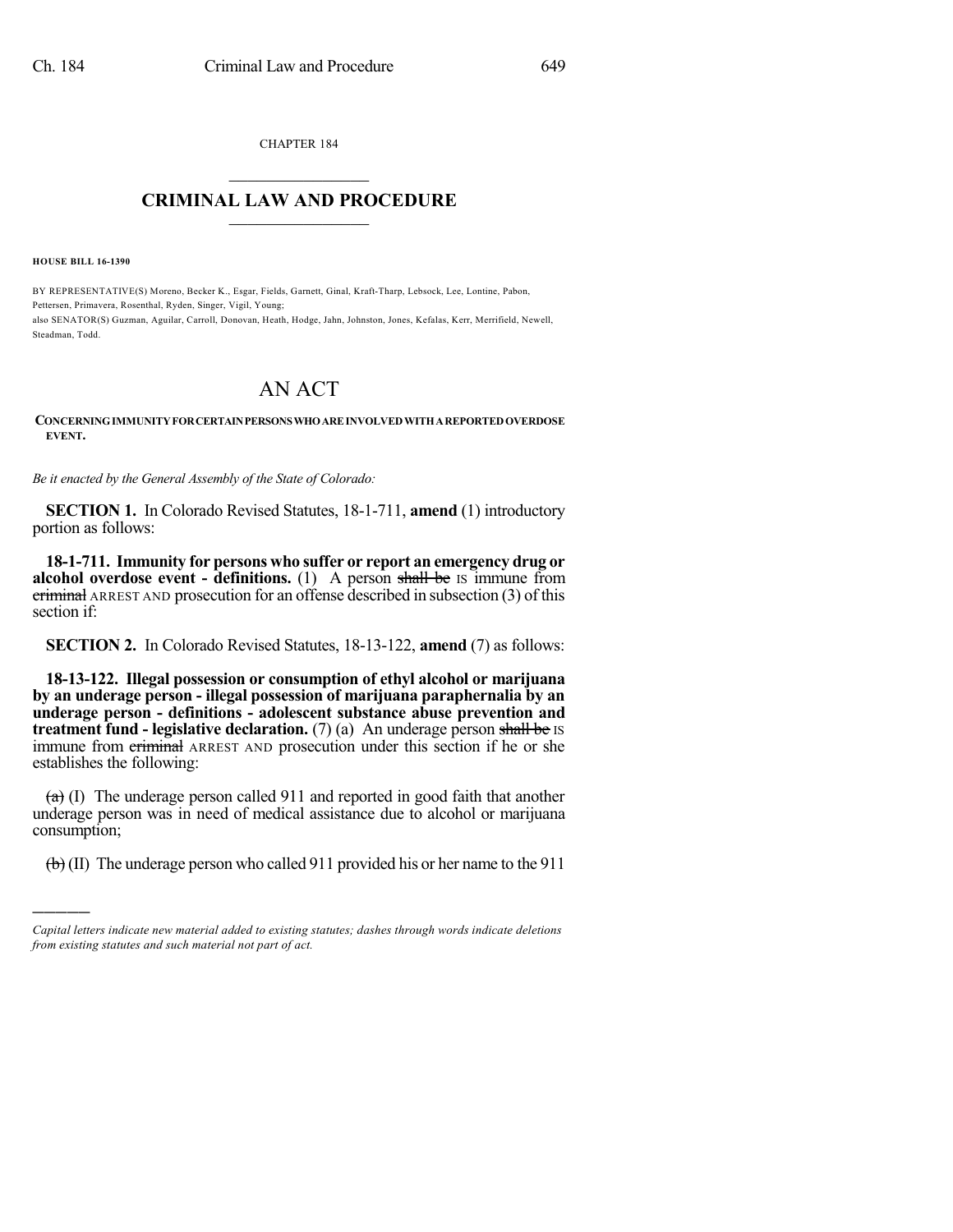CHAPTER 184

# CRIMINAL LAW AND PROCEDURE

**HOUSE BILL 16-1390**

BY REPRESENTATIVE(S) Moreno, Becker K., Esgar, Fields, Garnett, Ginal, Kraft-Tharp, Lebsock, Lee, Lontine, Pabon, Pettersen, Primavera, Rosenthal, Ryden, Singer, Vigil, Young;
also SENATOR(S) Guzman, Aguilar, Carroll, Donovan, Heath, Hodge, Jahn, Johnston, Jones, Kefalas, Kerr, Merrifield, Newell, Steadman, Todd.

# AN ACT

**CONCERNING IMMUNITY FOR CERTAIN PERSONS WHO ARE INVOLVED WITH A REPORTED OVERDOSE EVENT.**

*Be it enacted by the General Assembly of the State of Colorado:*

**SECTION 1.** In Colorado Revised Statutes, 18-1-711, **amend** (1) introductory portion as follows:

**18-1-711. Immunity for persons who suffer or report an emergency drug or alcohol overdose event - definitions.** (1) A person ~~shall be~~ IS immune from ~~criminal~~ ARREST AND prosecution for an offense described in subsection (3) of this section if:

**SECTION 2.** In Colorado Revised Statutes, 18-13-122, **amend** (7) as follows:

**18-13-122. Illegal possession or consumption of ethyl alcohol or marijuana by an underage person - illegal possession of marijuana paraphernalia by an underage person - definitions - adolescent substance abuse prevention and treatment fund - legislative declaration.** (7) (a) An underage person ~~shall be~~ IS immune from ~~criminal~~ ARREST AND prosecution under this section if he or she establishes the following:

~~(a)~~ (I) The underage person called 911 and reported in good faith that another underage person was in need of medical assistance due to alcohol or marijuana consumption;

~~(b)~~ (II) The underage person who called 911 provided his or her name to the 911

---

*Capital letters indicate new material added to existing statutes; dashes through words indicate deletions from existing statutes and such material not part of act.*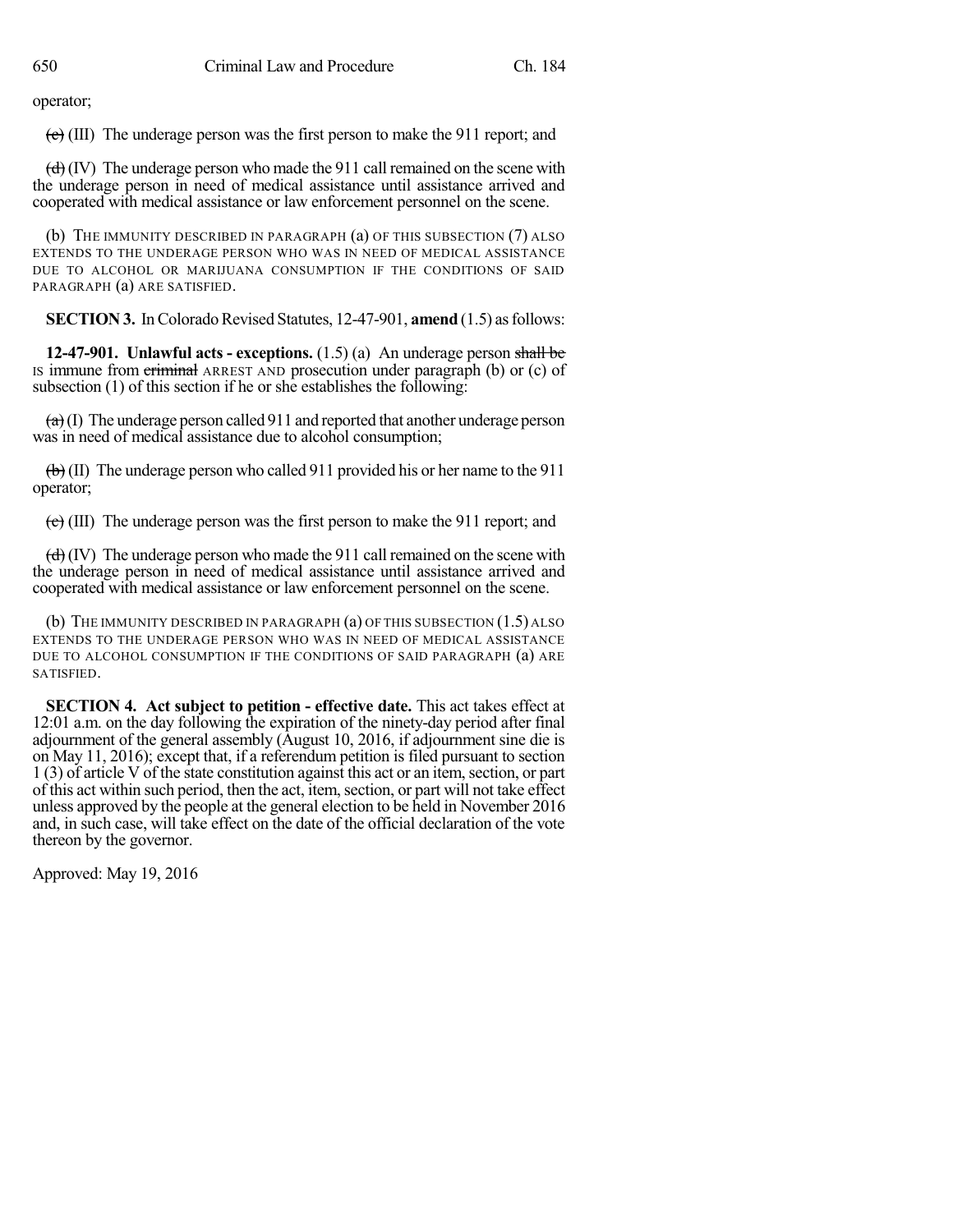operator;

~~(c)~~ (III) The underage person was the first person to make the 911 report; and

~~(d)~~ (IV) The underage person who made the 911 call remained on the scene with the underage person in need of medical assistance until assistance arrived and cooperated with medical assistance or law enforcement personnel on the scene.

(b) THE IMMUNITY DESCRIBED IN PARAGRAPH (a) OF THIS SUBSECTION (7) ALSO EXTENDS TO THE UNDERAGE PERSON WHO WAS IN NEED OF MEDICAL ASSISTANCE DUE TO ALCOHOL OR MARIJUANA CONSUMPTION IF THE CONDITIONS OF SAID PARAGRAPH (a) ARE SATISFIED.

**SECTION 3.** In Colorado Revised Statutes, 12-47-901, **amend** (1.5) as follows:

**12-47-901. Unlawful acts - exceptions.** (1.5) (a) An underage person ~~shall be~~ IS immune from ~~criminal~~ ARREST AND prosecution under paragraph (b) or (c) of subsection (1) of this section if he or she establishes the following:

~~(a)~~ (I) The underage person called 911 and reported that another underage person was in need of medical assistance due to alcohol consumption;

~~(b)~~ (II) The underage person who called 911 provided his or her name to the 911 operator;

~~(c)~~ (III) The underage person was the first person to make the 911 report; and

~~(d)~~ (IV) The underage person who made the 911 call remained on the scene with the underage person in need of medical assistance until assistance arrived and cooperated with medical assistance or law enforcement personnel on the scene.

(b) THE IMMUNITY DESCRIBED IN PARAGRAPH (a) OF THIS SUBSECTION (1.5) ALSO EXTENDS TO THE UNDERAGE PERSON WHO WAS IN NEED OF MEDICAL ASSISTANCE DUE TO ALCOHOL CONSUMPTION IF THE CONDITIONS OF SAID PARAGRAPH (a) ARE SATISFIED.

**SECTION 4. Act subject to petition - effective date.** This act takes effect at 12:01 a.m. on the day following the expiration of the ninety-day period after final adjournment of the general assembly (August 10, 2016, if adjournment sine die is on May 11, 2016); except that, if a referendum petition is filed pursuant to section 1 (3) of article V of the state constitution against this act or an item, section, or part of this act within such period, then the act, item, section, or part will not take effect unless approved by the people at the general election to be held in November 2016 and, in such case, will take effect on the date of the official declaration of the vote thereon by the governor.

Approved: May 19, 2016